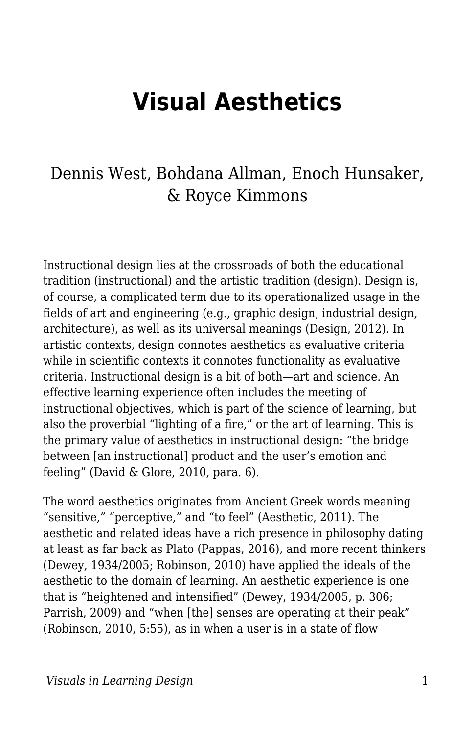# Visual Aesthetics

Dennis West, Bohdana Allman, Enoch Hunsaker, & Royce Kimmons

Instructional design lies at the crossroads of both the educational tradition (instructional) and the artistic tradition (design). Design is, of course, a complicated term due to its operationalized usage in the fields of art and engineering (e.g., graphic design, industrial design, architecture), as well as its universal meanings (Design, 2012). In artistic contexts, design connotes aesthetics as evaluative criteria while in scientific contexts it connotes functionality as evaluative criteria. Instructional design is a bit of both—art and science. An effective learning experience often includes the meeting of instructional objectives, which is part of the science of learning, but also the proverbial "lighting of a fire," or the art of learning. This is the primary value of aesthetics in instructional design: "the bridge between [an instructional] product and the user's emotion and feeling" (David & Glore, 2010, para. 6).

The word aesthetics originates from Ancient Greek words meaning "sensitive," "perceptive," and "to feel" (Aesthetic, 2011). The aesthetic and related ideas have a rich presence in philosophy dating at least as far back as Plato (Pappas, 2016), and more recent thinkers (Dewey, 1934/2005; Robinson, 2010) have applied the ideals of the aesthetic to the domain of learning. An aesthetic experience is one that is "heightened and intensified" (Dewey, 1934/2005, p. 306; Parrish, 2009) and "when [the] senses are operating at their peak" (Robinson, 2010, 5:55), as in when a user is in a state of flow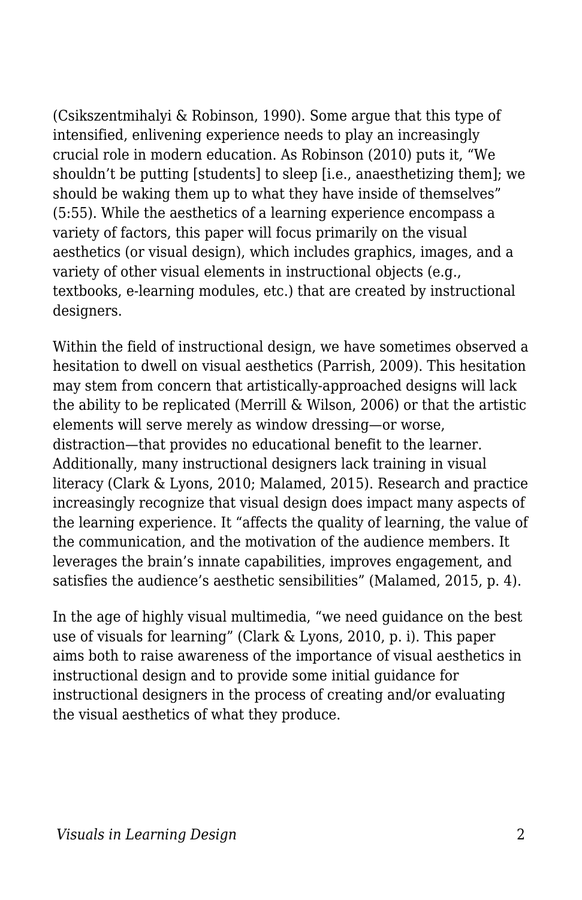(Csikszentmihalyi & Robinson, 1990). Some argue that this type of intensified, enlivening experience needs to play an increasingly crucial role in modern education. As Robinson (2010) puts it, “We shouldn’t be putting [students] to sleep [i.e., anaesthetizing them]; we should be waking them up to what they have inside of themselves” (5:55). While the aesthetics of a learning experience encompass a variety of factors, this paper will focus primarily on the visual aesthetics (or visual design), which includes graphics, images, and a variety of other visual elements in instructional objects (e.g., textbooks, e-learning modules, etc.) that are created by instructional designers.

Within the field of instructional design, we have sometimes observed a hesitation to dwell on visual aesthetics (Parrish, 2009). This hesitation may stem from concern that artistically-approached designs will lack the ability to be replicated (Merrill & Wilson, 2006) or that the artistic elements will serve merely as window dressing—or worse, distraction—that provides no educational benefit to the learner. Additionally, many instructional designers lack training in visual literacy (Clark & Lyons, 2010; Malamed, 2015). Research and practice increasingly recognize that visual design does impact many aspects of the learning experience. It “affects the quality of learning, the value of the communication, and the motivation of the audience members. It leverages the brain’s innate capabilities, improves engagement, and satisfies the audience’s aesthetic sensibilities” (Malamed, 2015, p. 4).

In the age of highly visual multimedia, “we need guidance on the best use of visuals for learning” (Clark & Lyons, 2010, p. i). This paper aims both to raise awareness of the importance of visual aesthetics in instructional design and to provide some initial guidance for instructional designers in the process of creating and/or evaluating the visual aesthetics of what they produce.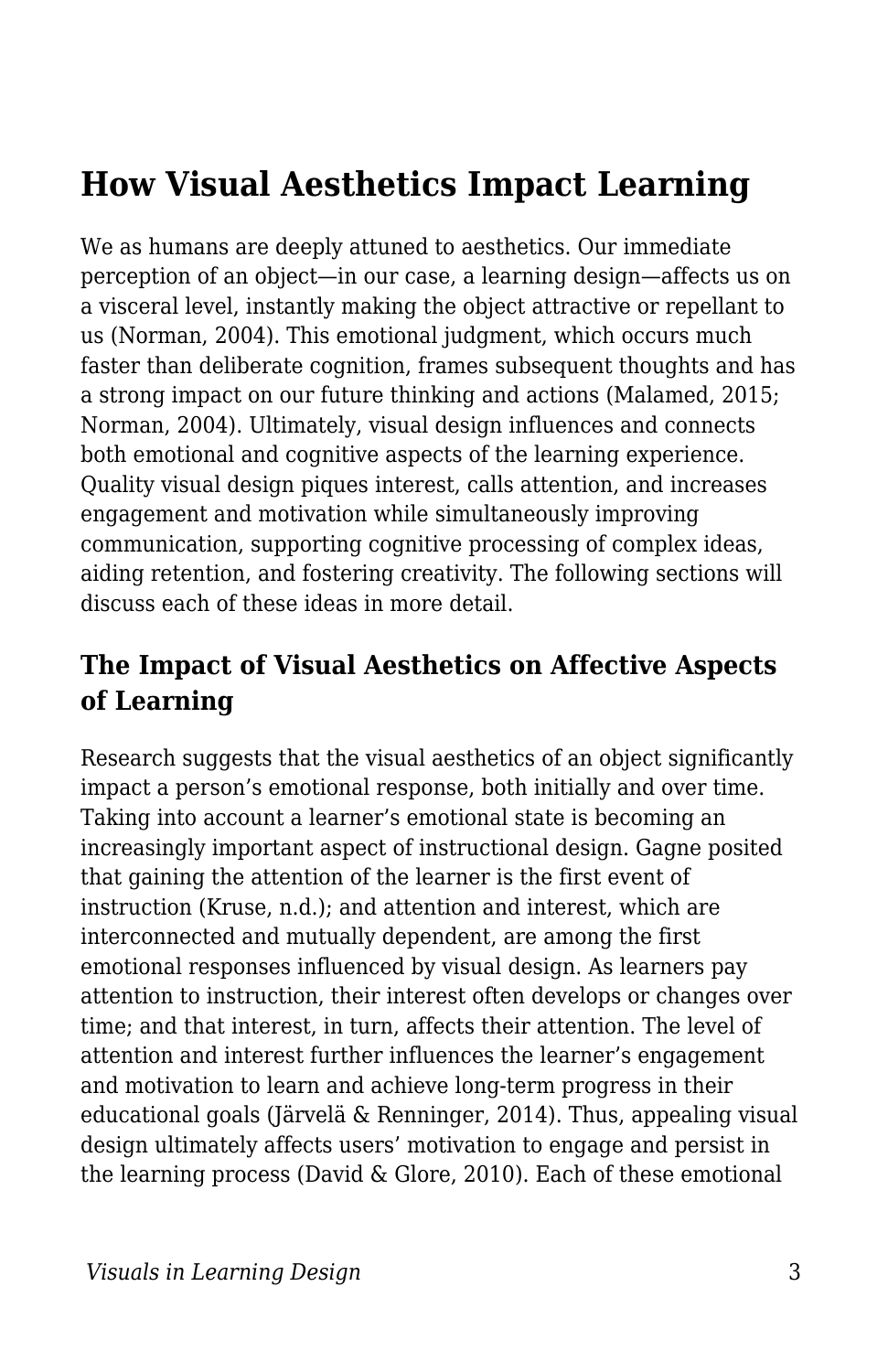# How Visual Aesthetics Impact Learning

We as humans are deeply attuned to aesthetics. Our immediate perception of an object—in our case, a learning design—affects us on a visceral level, instantly making the object attractive or repellant to us (Norman, 2004). This emotional judgment, which occurs much faster than deliberate cognition, frames subsequent thoughts and has a strong impact on our future thinking and actions (Malamed, 2015; Norman, 2004). Ultimately, visual design influences and connects both emotional and cognitive aspects of the learning experience. Quality visual design piques interest, calls attention, and increases engagement and motivation while simultaneously improving communication, supporting cognitive processing of complex ideas, aiding retention, and fostering creativity. The following sections will discuss each of these ideas in more detail.

## The Impact of Visual Aesthetics on Affective Aspects of Learning

Research suggests that the visual aesthetics of an object significantly impact a person's emotional response, both initially and over time. Taking into account a learner's emotional state is becoming an increasingly important aspect of instructional design. Gagne posited that gaining the attention of the learner is the first event of instruction (Kruse, n.d.); and attention and interest, which are interconnected and mutually dependent, are among the first emotional responses influenced by visual design. As learners pay attention to instruction, their interest often develops or changes over time; and that interest, in turn, affects their attention. The level of attention and interest further influences the learner's engagement and motivation to learn and achieve long-term progress in their educational goals (Järvelä & Renninger, 2014). Thus, appealing visual design ultimately affects users' motivation to engage and persist in the learning process (David & Glore, 2010). Each of these emotional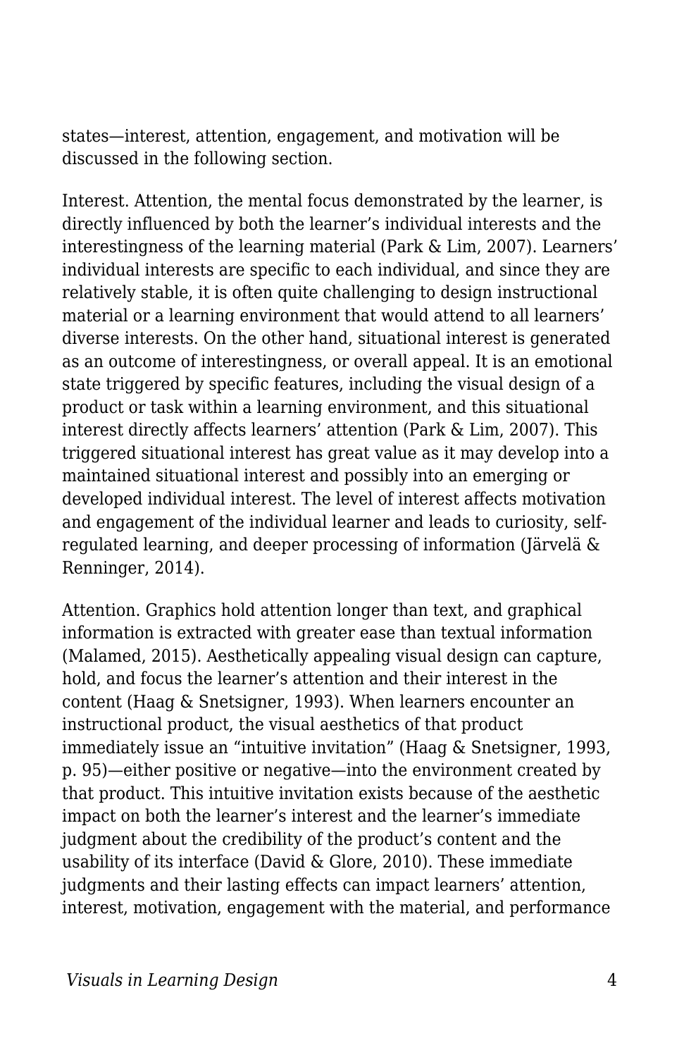states—interest, attention, engagement, and motivation will be discussed in the following section.

Interest. Attention, the mental focus demonstrated by the learner, is directly influenced by both the learner's individual interests and the interestingness of the learning material (Park & Lim, 2007). Learners' individual interests are specific to each individual, and since they are relatively stable, it is often quite challenging to design instructional material or a learning environment that would attend to all learners' diverse interests. On the other hand, situational interest is generated as an outcome of interestingness, or overall appeal. It is an emotional state triggered by specific features, including the visual design of a product or task within a learning environment, and this situational interest directly affects learners' attention (Park & Lim, 2007). This triggered situational interest has great value as it may develop into a maintained situational interest and possibly into an emerging or developed individual interest. The level of interest affects motivation and engagement of the individual learner and leads to curiosity, self-regulated learning, and deeper processing of information (Järvelä & Renninger, 2014).

Attention. Graphics hold attention longer than text, and graphical information is extracted with greater ease than textual information (Malamed, 2015). Aesthetically appealing visual design can capture, hold, and focus the learner's attention and their interest in the content (Haag & Snetsigner, 1993). When learners encounter an instructional product, the visual aesthetics of that product immediately issue an "intuitive invitation" (Haag & Snetsigner, 1993, p. 95)—either positive or negative—into the environment created by that product. This intuitive invitation exists because of the aesthetic impact on both the learner's interest and the learner's immediate judgment about the credibility of the product's content and the usability of its interface (David & Glore, 2010). These immediate judgments and their lasting effects can impact learners' attention, interest, motivation, engagement with the material, and performance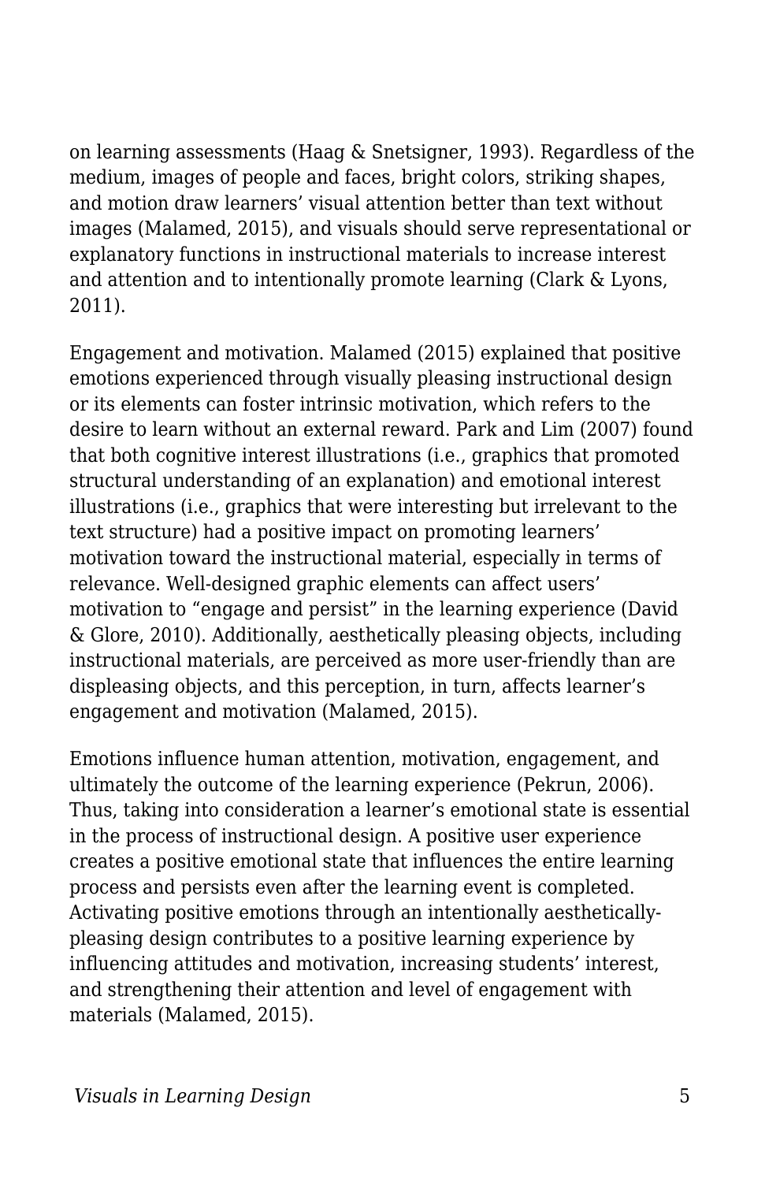on learning assessments (Haag & Snetsigner, 1993). Regardless of the medium, images of people and faces, bright colors, striking shapes, and motion draw learners' visual attention better than text without images (Malamed, 2015), and visuals should serve representational or explanatory functions in instructional materials to increase interest and attention and to intentionally promote learning (Clark & Lyons, 2011).

Engagement and motivation. Malamed (2015) explained that positive emotions experienced through visually pleasing instructional design or its elements can foster intrinsic motivation, which refers to the desire to learn without an external reward. Park and Lim (2007) found that both cognitive interest illustrations (i.e., graphics that promoted structural understanding of an explanation) and emotional interest illustrations (i.e., graphics that were interesting but irrelevant to the text structure) had a positive impact on promoting learners' motivation toward the instructional material, especially in terms of relevance. Well-designed graphic elements can affect users' motivation to "engage and persist" in the learning experience (David & Glore, 2010). Additionally, aesthetically pleasing objects, including instructional materials, are perceived as more user-friendly than are displeasing objects, and this perception, in turn, affects learner's engagement and motivation (Malamed, 2015).

Emotions influence human attention, motivation, engagement, and ultimately the outcome of the learning experience (Pekrun, 2006). Thus, taking into consideration a learner's emotional state is essential in the process of instructional design. A positive user experience creates a positive emotional state that influences the entire learning process and persists even after the learning event is completed. Activating positive emotions through an intentionally aesthetically-pleasing design contributes to a positive learning experience by influencing attitudes and motivation, increasing students' interest, and strengthening their attention and level of engagement with materials (Malamed, 2015).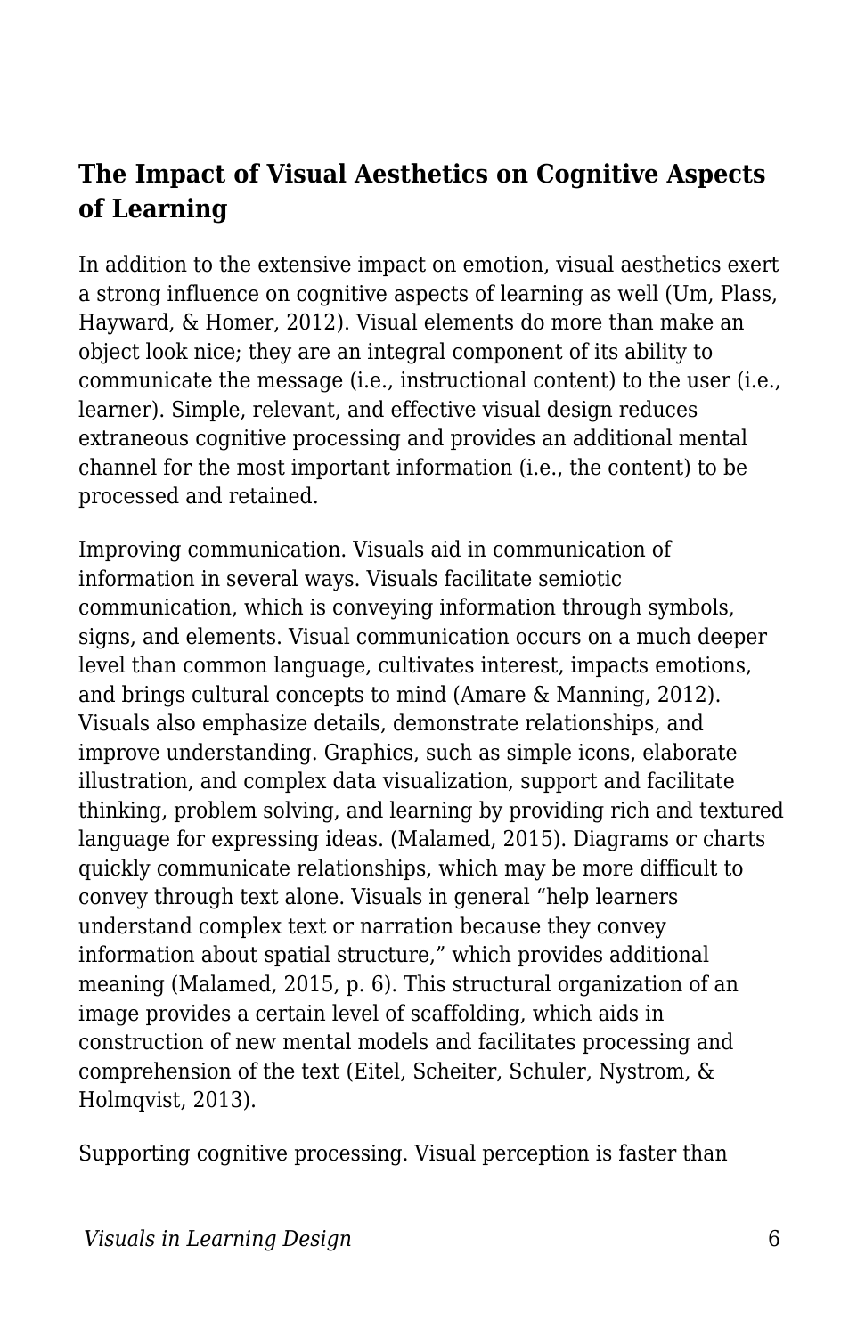## The Impact of Visual Aesthetics on Cognitive Aspects of Learning

In addition to the extensive impact on emotion, visual aesthetics exert a strong influence on cognitive aspects of learning as well (Um, Plass, Hayward, & Homer, 2012). Visual elements do more than make an object look nice; they are an integral component of its ability to communicate the message (i.e., instructional content) to the user (i.e., learner). Simple, relevant, and effective visual design reduces extraneous cognitive processing and provides an additional mental channel for the most important information (i.e., the content) to be processed and retained.

Improving communication. Visuals aid in communication of information in several ways. Visuals facilitate semiotic communication, which is conveying information through symbols, signs, and elements. Visual communication occurs on a much deeper level than common language, cultivates interest, impacts emotions, and brings cultural concepts to mind (Amare & Manning, 2012). Visuals also emphasize details, demonstrate relationships, and improve understanding. Graphics, such as simple icons, elaborate illustration, and complex data visualization, support and facilitate thinking, problem solving, and learning by providing rich and textured language for expressing ideas. (Malamed, 2015). Diagrams or charts quickly communicate relationships, which may be more difficult to convey through text alone. Visuals in general "help learners understand complex text or narration because they convey information about spatial structure," which provides additional meaning (Malamed, 2015, p. 6). This structural organization of an image provides a certain level of scaffolding, which aids in construction of new mental models and facilitates processing and comprehension of the text (Eitel, Scheiter, Schuler, Nystrom, & Holmqvist, 2013).

Supporting cognitive processing. Visual perception is faster than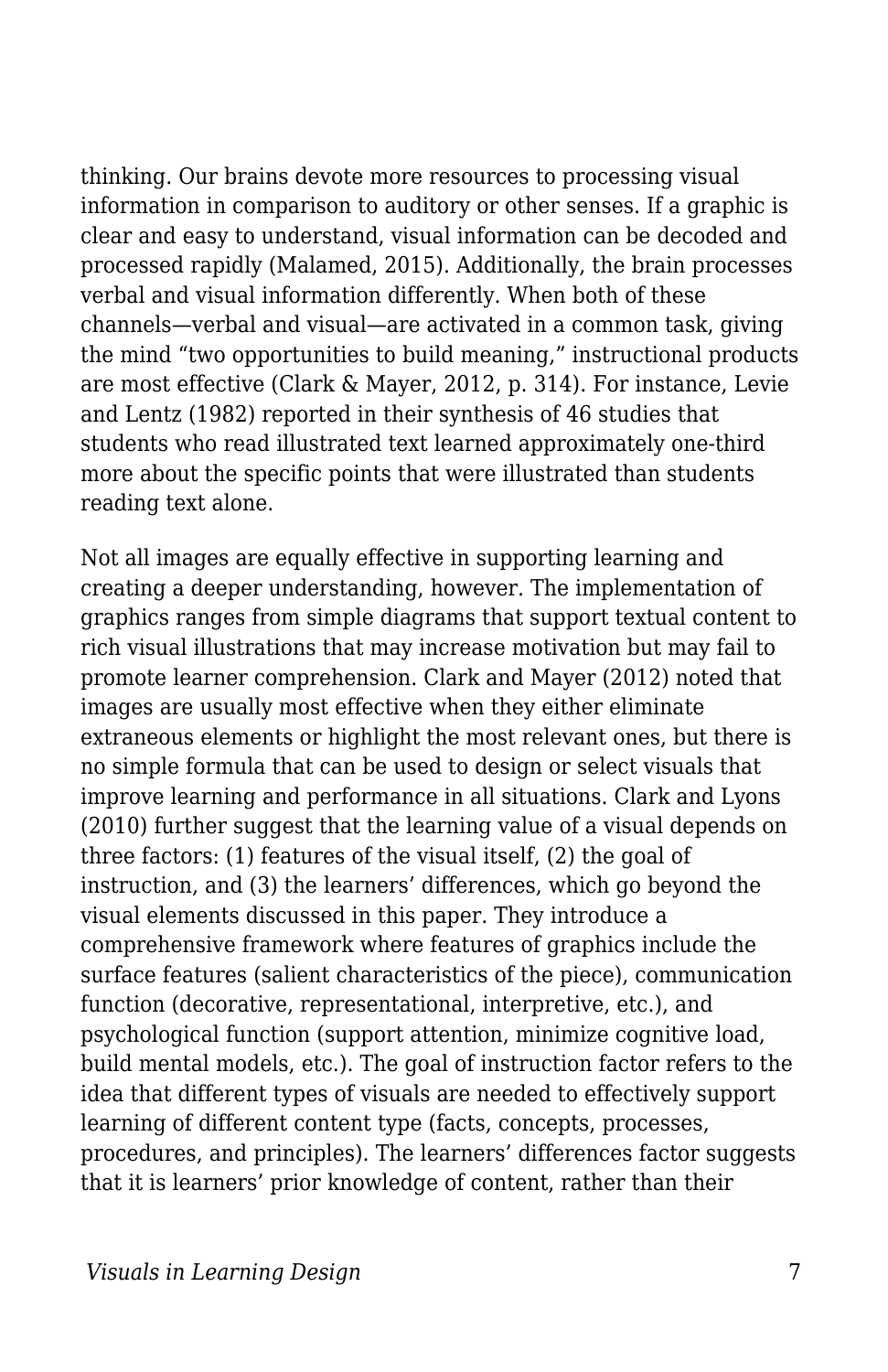thinking. Our brains devote more resources to processing visual information in comparison to auditory or other senses. If a graphic is clear and easy to understand, visual information can be decoded and processed rapidly (Malamed, 2015). Additionally, the brain processes verbal and visual information differently. When both of these channels—verbal and visual—are activated in a common task, giving the mind "two opportunities to build meaning," instructional products are most effective (Clark & Mayer, 2012, p. 314). For instance, Levie and Lentz (1982) reported in their synthesis of 46 studies that students who read illustrated text learned approximately one-third more about the specific points that were illustrated than students reading text alone.

Not all images are equally effective in supporting learning and creating a deeper understanding, however. The implementation of graphics ranges from simple diagrams that support textual content to rich visual illustrations that may increase motivation but may fail to promote learner comprehension. Clark and Mayer (2012) noted that images are usually most effective when they either eliminate extraneous elements or highlight the most relevant ones, but there is no simple formula that can be used to design or select visuals that improve learning and performance in all situations. Clark and Lyons (2010) further suggest that the learning value of a visual depends on three factors: (1) features of the visual itself, (2) the goal of instruction, and (3) the learners' differences, which go beyond the visual elements discussed in this paper. They introduce a comprehensive framework where features of graphics include the surface features (salient characteristics of the piece), communication function (decorative, representational, interpretive, etc.), and psychological function (support attention, minimize cognitive load, build mental models, etc.). The goal of instruction factor refers to the idea that different types of visuals are needed to effectively support learning of different content type (facts, concepts, processes, procedures, and principles). The learners' differences factor suggests that it is learners' prior knowledge of content, rather than their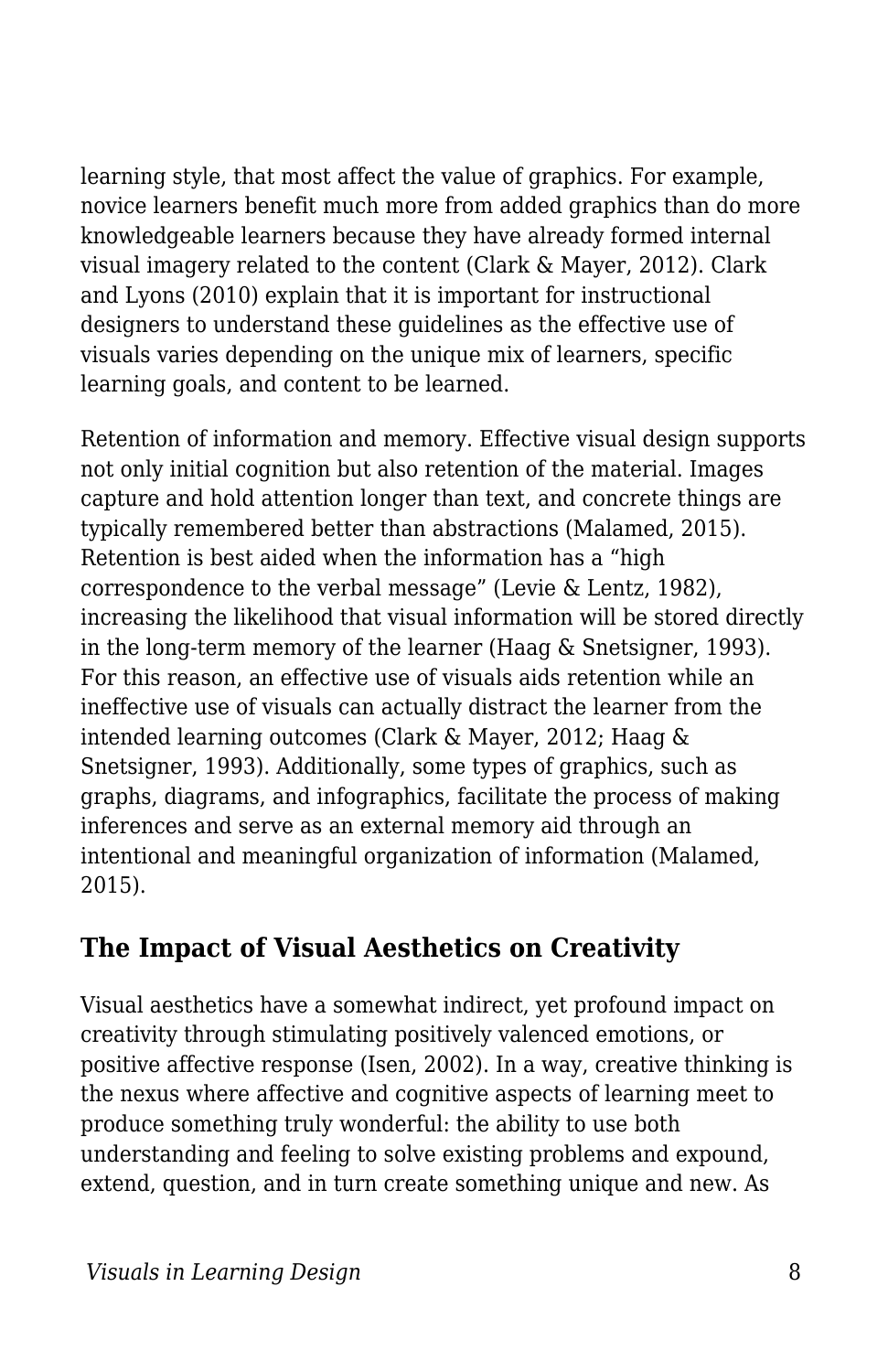learning style, that most affect the value of graphics. For example, novice learners benefit much more from added graphics than do more knowledgeable learners because they have already formed internal visual imagery related to the content (Clark & Mayer, 2012). Clark and Lyons (2010) explain that it is important for instructional designers to understand these guidelines as the effective use of visuals varies depending on the unique mix of learners, specific learning goals, and content to be learned.

Retention of information and memory. Effective visual design supports not only initial cognition but also retention of the material. Images capture and hold attention longer than text, and concrete things are typically remembered better than abstractions (Malamed, 2015). Retention is best aided when the information has a "high correspondence to the verbal message" (Levie & Lentz, 1982), increasing the likelihood that visual information will be stored directly in the long-term memory of the learner (Haag & Snetsigner, 1993). For this reason, an effective use of visuals aids retention while an ineffective use of visuals can actually distract the learner from the intended learning outcomes (Clark & Mayer, 2012; Haag & Snetsigner, 1993). Additionally, some types of graphics, such as graphs, diagrams, and infographics, facilitate the process of making inferences and serve as an external memory aid through an intentional and meaningful organization of information (Malamed, 2015).

## The Impact of Visual Aesthetics on Creativity

Visual aesthetics have a somewhat indirect, yet profound impact on creativity through stimulating positively valenced emotions, or positive affective response (Isen, 2002). In a way, creative thinking is the nexus where affective and cognitive aspects of learning meet to produce something truly wonderful: the ability to use both understanding and feeling to solve existing problems and expound, extend, question, and in turn create something unique and new. As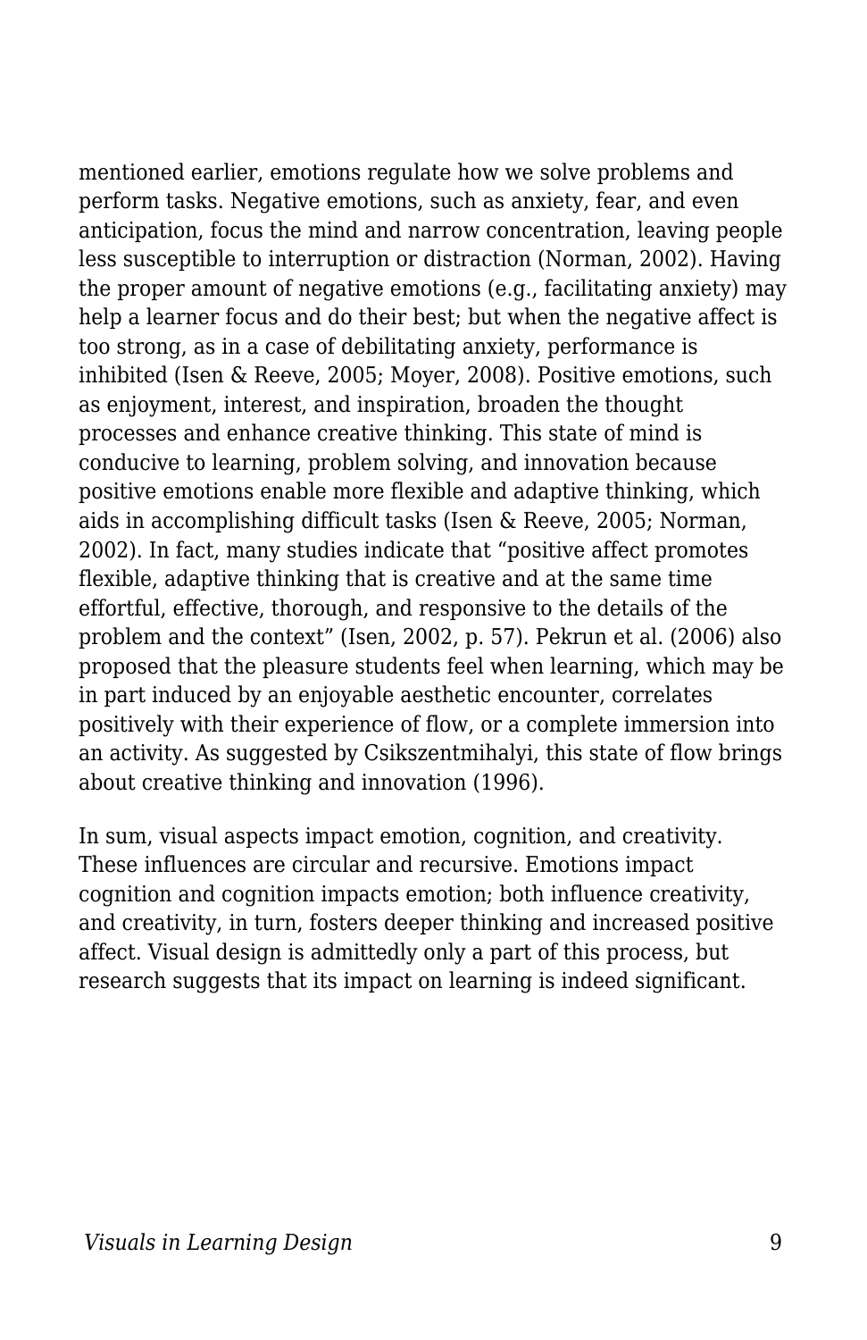mentioned earlier, emotions regulate how we solve problems and perform tasks. Negative emotions, such as anxiety, fear, and even anticipation, focus the mind and narrow concentration, leaving people less susceptible to interruption or distraction (Norman, 2002). Having the proper amount of negative emotions (e.g., facilitating anxiety) may help a learner focus and do their best; but when the negative affect is too strong, as in a case of debilitating anxiety, performance is inhibited (Isen & Reeve, 2005; Moyer, 2008). Positive emotions, such as enjoyment, interest, and inspiration, broaden the thought processes and enhance creative thinking. This state of mind is conducive to learning, problem solving, and innovation because positive emotions enable more flexible and adaptive thinking, which aids in accomplishing difficult tasks (Isen & Reeve, 2005; Norman, 2002). In fact, many studies indicate that "positive affect promotes flexible, adaptive thinking that is creative and at the same time effortful, effective, thorough, and responsive to the details of the problem and the context" (Isen, 2002, p. 57). Pekrun et al. (2006) also proposed that the pleasure students feel when learning, which may be in part induced by an enjoyable aesthetic encounter, correlates positively with their experience of flow, or a complete immersion into an activity. As suggested by Csikszentmihalyi, this state of flow brings about creative thinking and innovation (1996).

In sum, visual aspects impact emotion, cognition, and creativity. These influences are circular and recursive. Emotions impact cognition and cognition impacts emotion; both influence creativity, and creativity, in turn, fosters deeper thinking and increased positive affect. Visual design is admittedly only a part of this process, but research suggests that its impact on learning is indeed significant.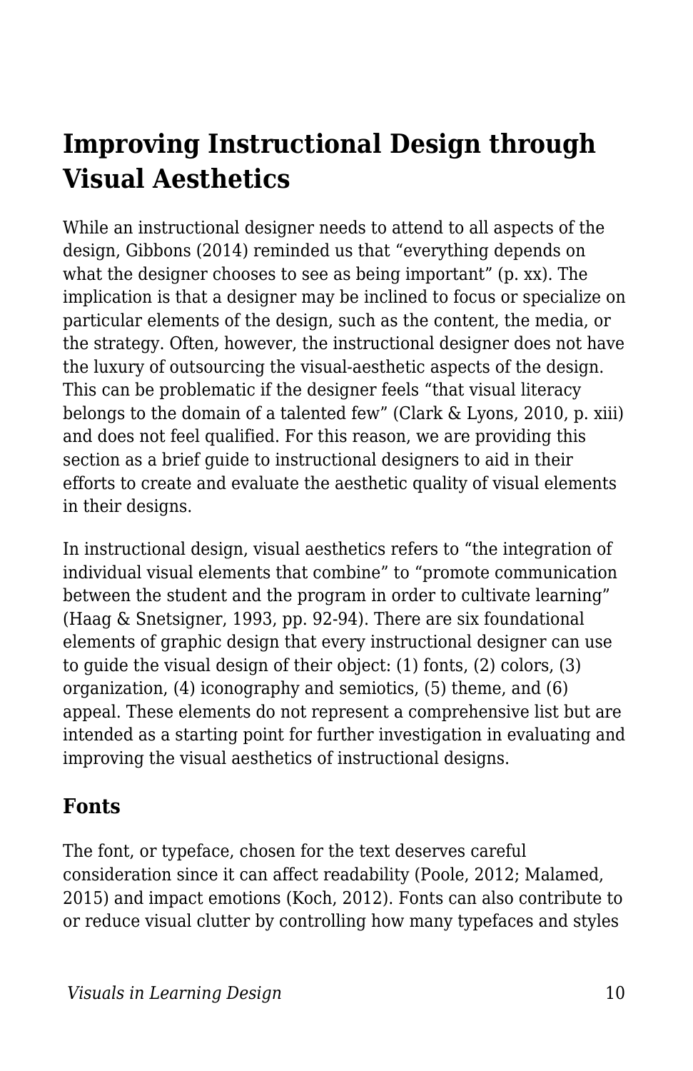## Improving Instructional Design through Visual Aesthetics

While an instructional designer needs to attend to all aspects of the design, Gibbons (2014) reminded us that “everything depends on what the designer chooses to see as being important” (p. xx). The implication is that a designer may be inclined to focus or specialize on particular elements of the design, such as the content, the media, or the strategy. Often, however, the instructional designer does not have the luxury of outsourcing the visual-aesthetic aspects of the design. This can be problematic if the designer feels “that visual literacy belongs to the domain of a talented few” (Clark & Lyons, 2010, p. xiii) and does not feel qualified. For this reason, we are providing this section as a brief guide to instructional designers to aid in their efforts to create and evaluate the aesthetic quality of visual elements in their designs.

In instructional design, visual aesthetics refers to “the integration of individual visual elements that combine” to “promote communication between the student and the program in order to cultivate learning” (Haag & Snetsigner, 1993, pp. 92-94). There are six foundational elements of graphic design that every instructional designer can use to guide the visual design of their object: (1) fonts, (2) colors, (3) organization, (4) iconography and semiotics, (5) theme, and (6) appeal. These elements do not represent a comprehensive list but are intended as a starting point for further investigation in evaluating and improving the visual aesthetics of instructional designs.

### Fonts

The font, or typeface, chosen for the text deserves careful consideration since it can affect readability (Poole, 2012; Malamed, 2015) and impact emotions (Koch, 2012). Fonts can also contribute to or reduce visual clutter by controlling how many typefaces and styles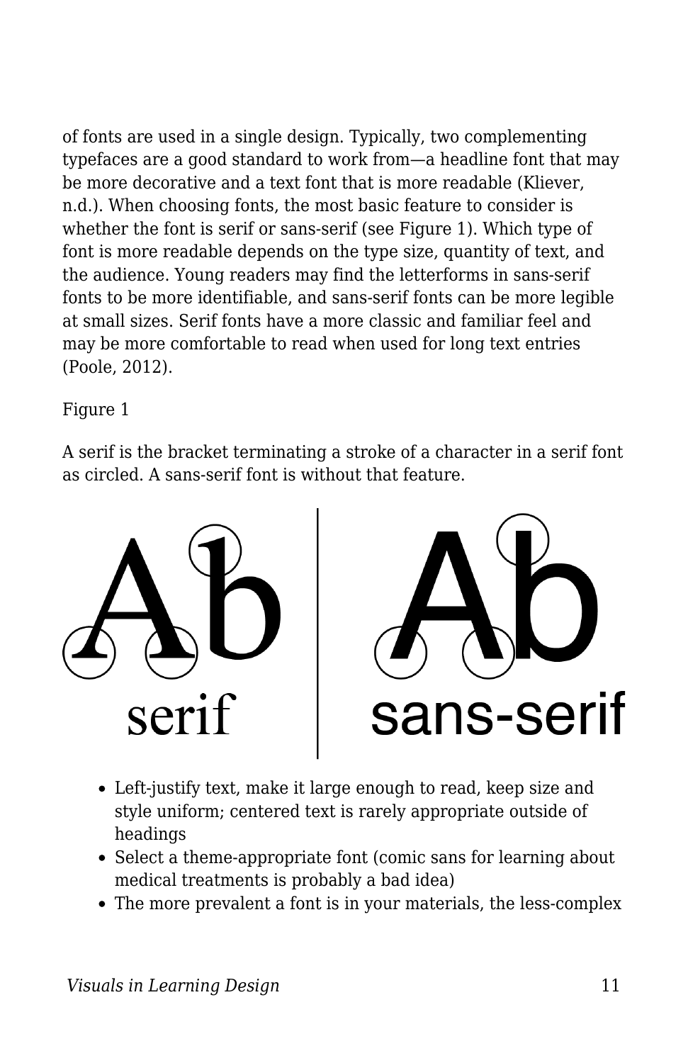of fonts are used in a single design. Typically, two complementing typefaces are a good standard to work from—a headline font that may be more decorative and a text font that is more readable (Kliever, n.d.). When choosing fonts, the most basic feature to consider is whether the font is serif or sans-serif (see Figure 1). Which type of font is more readable depends on the type size, quantity of text, and the audience. Young readers may find the letterforms in sans-serif fonts to be more identifiable, and sans-serif fonts can be more legible at small sizes. Serif fonts have a more classic and familiar feel and may be more comfortable to read when used for long text entries (Poole, 2012).

Figure 1

A serif is the bracket terminating a stroke of a character in a serif font as circled. A sans-serif font is without that feature.

- Left-justify text, make it large enough to read, keep size and style uniform; centered text is rarely appropriate outside of headings
- Select a theme-appropriate font (comic sans for learning about medical treatments is probably a bad idea)
- The more prevalent a font is in your materials, the less-complex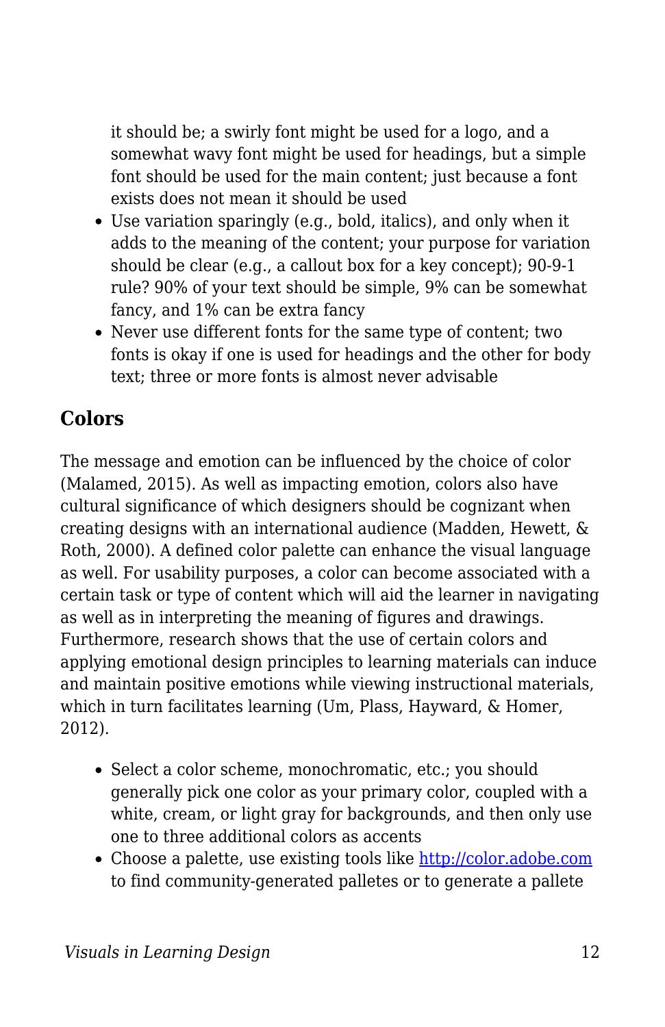- it should be; a swirly font might be used for a logo, and a somewhat wavy font might be used for headings, but a simple font should be used for the main content; just because a font exists does not mean it should be used
- Use variation sparingly (e.g., bold, italics), and only when it adds to the meaning of the content; your purpose for variation should be clear (e.g., a callout box for a key concept); 90-9-1 rule? 90% of your text should be simple, 9% can be somewhat fancy, and 1% can be extra fancy
- Never use different fonts for the same type of content; two fonts is okay if one is used for headings and the other for body text; three or more fonts is almost never advisable

## Colors

The message and emotion can be influenced by the choice of color (Malamed, 2015). As well as impacting emotion, colors also have cultural significance of which designers should be cognizant when creating designs with an international audience (Madden, Hewett, & Roth, 2000). A defined color palette can enhance the visual language as well. For usability purposes, a color can become associated with a certain task or type of content which will aid the learner in navigating as well as in interpreting the meaning of figures and drawings. Furthermore, research shows that the use of certain colors and applying emotional design principles to learning materials can induce and maintain positive emotions while viewing instructional materials, which in turn facilitates learning (Um, Plass, Hayward, & Homer, 2012).

- Select a color scheme, monochromatic, etc.; you should generally pick one color as your primary color, coupled with a white, cream, or light gray for backgrounds, and then only use one to three additional colors as accents
- Choose a palette, use existing tools like [http://color.adobe.com](http://color.adobe.com) to find community-generated palletes or to generate a pallete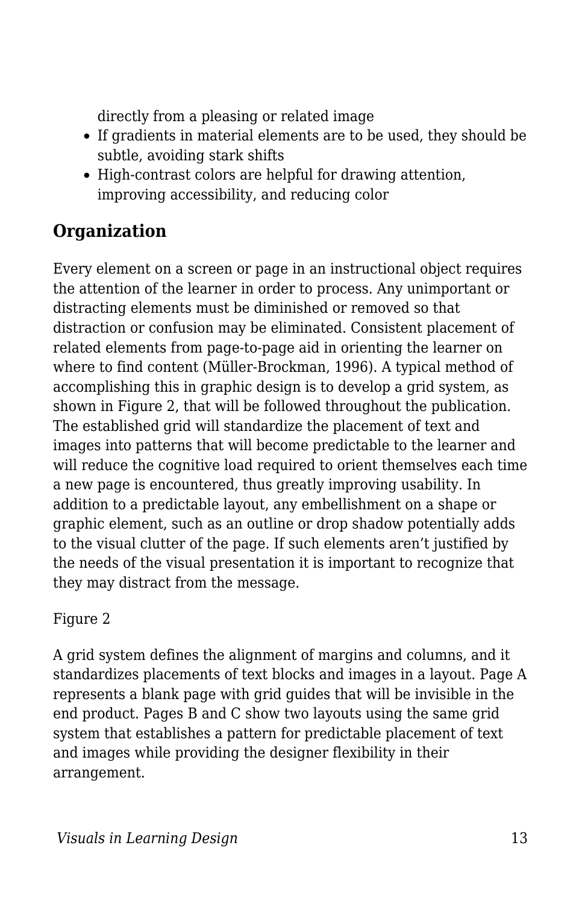directly from a pleasing or related image

- If gradients in material elements are to be used, they should be subtle, avoiding stark shifts
- High-contrast colors are helpful for drawing attention, improving accessibility, and reducing color

## Organization

Every element on a screen or page in an instructional object requires the attention of the learner in order to process. Any unimportant or distracting elements must be diminished or removed so that distraction or confusion may be eliminated. Consistent placement of related elements from page-to-page aid in orienting the learner on where to find content (Müller-Brockman, 1996). A typical method of accomplishing this in graphic design is to develop a grid system, as shown in Figure 2, that will be followed throughout the publication. The established grid will standardize the placement of text and images into patterns that will become predictable to the learner and will reduce the cognitive load required to orient themselves each time a new page is encountered, thus greatly improving usability. In addition to a predictable layout, any embellishment on a shape or graphic element, such as an outline or drop shadow potentially adds to the visual clutter of the page. If such elements aren't justified by the needs of the visual presentation it is important to recognize that they may distract from the message.

Figure 2

A grid system defines the alignment of margins and columns, and it standardizes placements of text blocks and images in a layout. Page A represents a blank page with grid guides that will be invisible in the end product. Pages B and C show two layouts using the same grid system that establishes a pattern for predictable placement of text and images while providing the designer flexibility in their arrangement.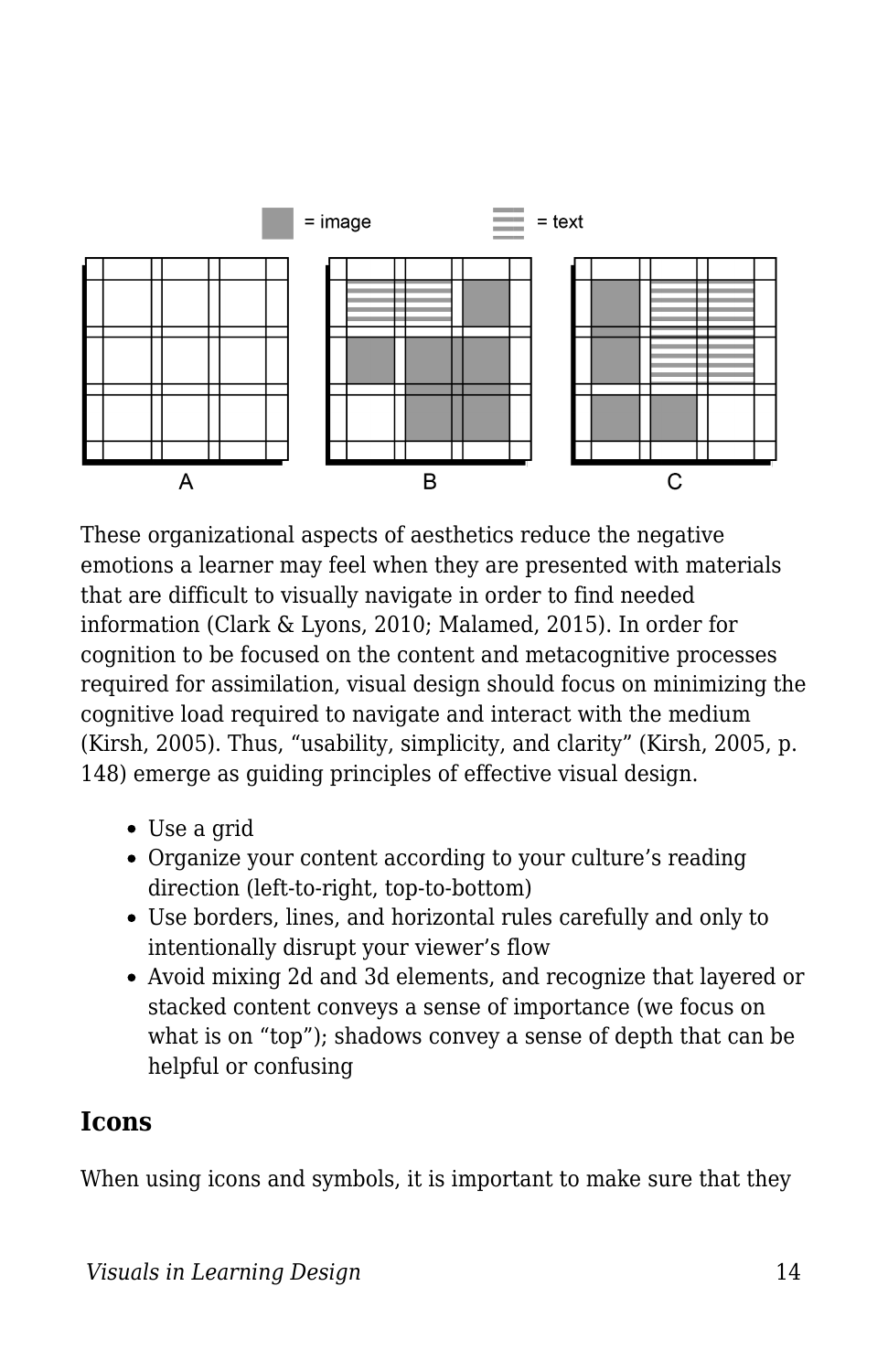These organizational aspects of aesthetics reduce the negative emotions a learner may feel when they are presented with materials that are difficult to visually navigate in order to find needed information (Clark & Lyons, 2010; Malamed, 2015). In order for cognition to be focused on the content and metacognitive processes required for assimilation, visual design should focus on minimizing the cognitive load required to navigate and interact with the medium (Kirsh, 2005). Thus, “usability, simplicity, and clarity” (Kirsh, 2005, p. 148) emerge as guiding principles of effective visual design.

- Use a grid
- Organize your content according to your culture’s reading direction (left-to-right, top-to-bottom)
- Use borders, lines, and horizontal rules carefully and only to intentionally disrupt your viewer’s flow
- Avoid mixing 2d and 3d elements, and recognize that layered or stacked content conveys a sense of importance (we focus on what is on “top”); shadows convey a sense of depth that can be helpful or confusing

## Icons

When using icons and symbols, it is important to make sure that they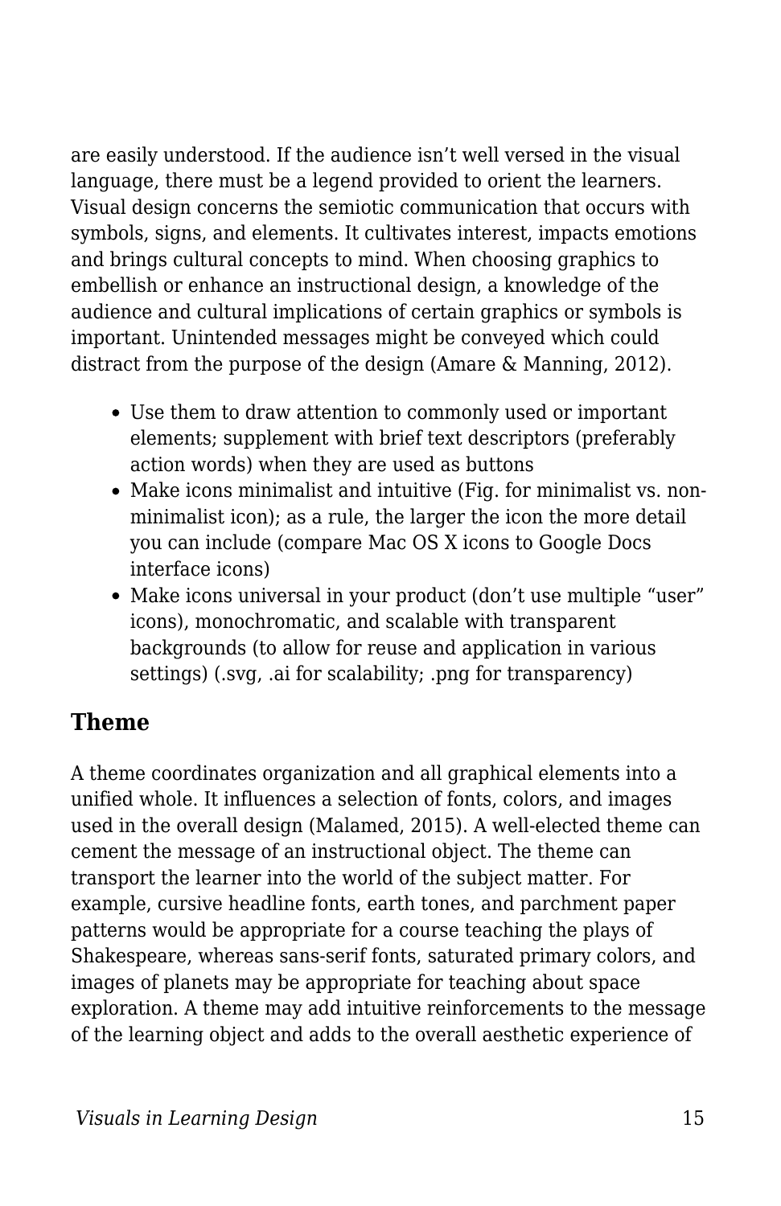are easily understood. If the audience isn't well versed in the visual language, there must be a legend provided to orient the learners. Visual design concerns the semiotic communication that occurs with symbols, signs, and elements. It cultivates interest, impacts emotions and brings cultural concepts to mind. When choosing graphics to embellish or enhance an instructional design, a knowledge of the audience and cultural implications of certain graphics or symbols is important. Unintended messages might be conveyed which could distract from the purpose of the design (Amare & Manning, 2012).

- Use them to draw attention to commonly used or important elements; supplement with brief text descriptors (preferably action words) when they are used as buttons
- Make icons minimalist and intuitive (Fig. for minimalist vs. non-minimalist icon); as a rule, the larger the icon the more detail you can include (compare Mac OS X icons to Google Docs interface icons)
- Make icons universal in your product (don't use multiple "user" icons), monochromatic, and scalable with transparent backgrounds (to allow for reuse and application in various settings) (.svg, .ai for scalability; .png for transparency)

## Theme

A theme coordinates organization and all graphical elements into a unified whole. It influences a selection of fonts, colors, and images used in the overall design (Malamed, 2015). A well-elected theme can cement the message of an instructional object. The theme can transport the learner into the world of the subject matter. For example, cursive headline fonts, earth tones, and parchment paper patterns would be appropriate for a course teaching the plays of Shakespeare, whereas sans-serif fonts, saturated primary colors, and images of planets may be appropriate for teaching about space exploration. A theme may add intuitive reinforcements to the message of the learning object and adds to the overall aesthetic experience of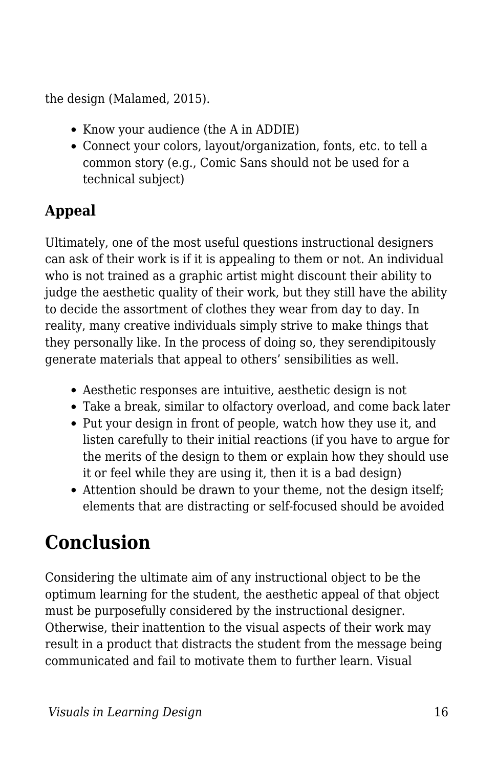the design (Malamed, 2015).

- Know your audience (the A in ADDIE)
- Connect your colors, layout/organization, fonts, etc. to tell a common story (e.g., Comic Sans should not be used for a technical subject)

### Appeal

Ultimately, one of the most useful questions instructional designers can ask of their work is if it is appealing to them or not. An individual who is not trained as a graphic artist might discount their ability to judge the aesthetic quality of their work, but they still have the ability to decide the assortment of clothes they wear from day to day. In reality, many creative individuals simply strive to make things that they personally like. In the process of doing so, they serendipitously generate materials that appeal to others' sensibilities as well.

- Aesthetic responses are intuitive, aesthetic design is not
- Take a break, similar to olfactory overload, and come back later
- Put your design in front of people, watch how they use it, and listen carefully to their initial reactions (if you have to argue for the merits of the design to them or explain how they should use it or feel while they are using it, then it is a bad design)
- Attention should be drawn to your theme, not the design itself; elements that are distracting or self-focused should be avoided

## Conclusion

Considering the ultimate aim of any instructional object to be the optimum learning for the student, the aesthetic appeal of that object must be purposefully considered by the instructional designer. Otherwise, their inattention to the visual aspects of their work may result in a product that distracts the student from the message being communicated and fail to motivate them to further learn. Visual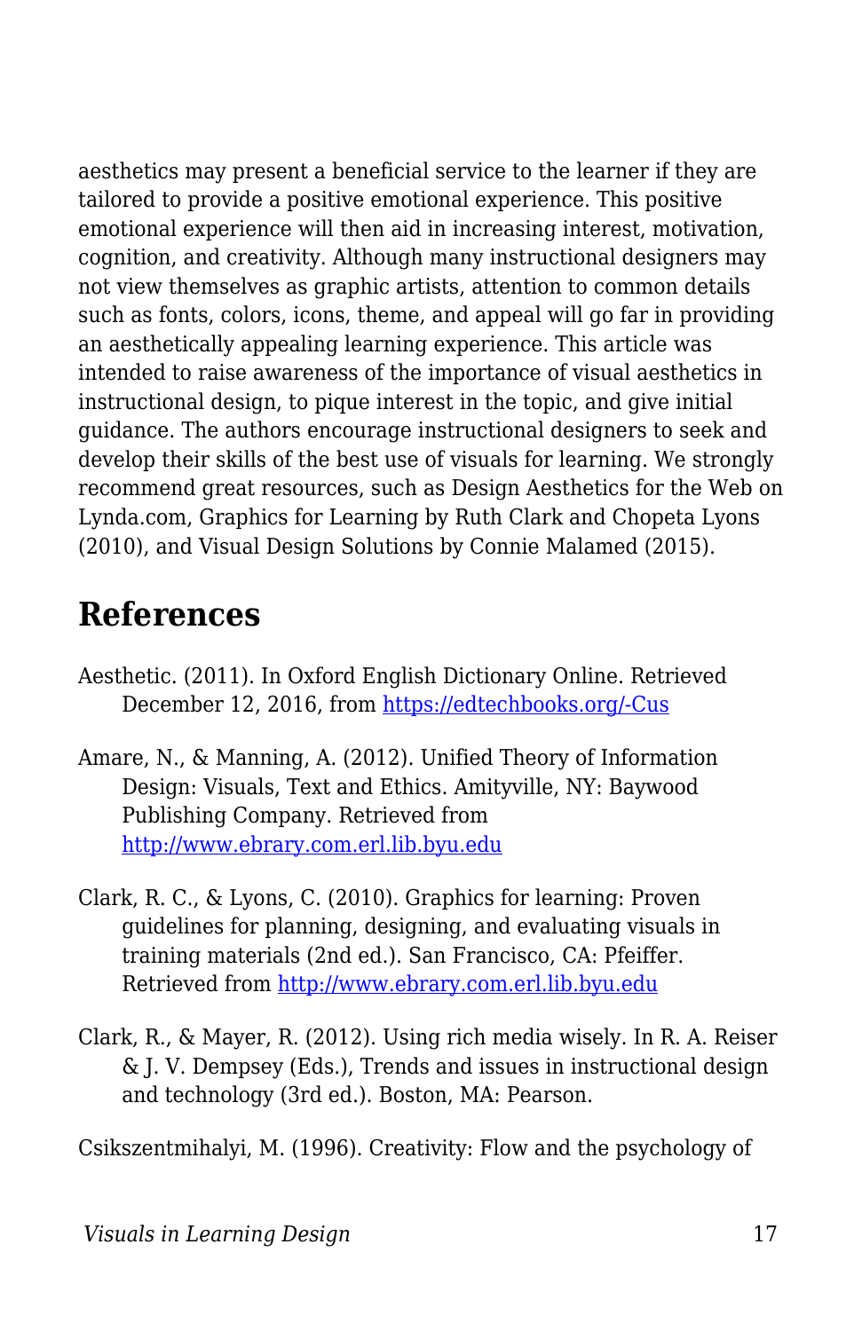aesthetics may present a beneficial service to the learner if they are tailored to provide a positive emotional experience. This positive emotional experience will then aid in increasing interest, motivation, cognition, and creativity. Although many instructional designers may not view themselves as graphic artists, attention to common details such as fonts, colors, icons, theme, and appeal will go far in providing an aesthetically appealing learning experience. This article was intended to raise awareness of the importance of visual aesthetics in instructional design, to pique interest in the topic, and give initial guidance. The authors encourage instructional designers to seek and develop their skills of the best use of visuals for learning. We strongly recommend great resources, such as Design Aesthetics for the Web on Lynda.com, Graphics for Learning by Ruth Clark and Chopeta Lyons (2010), and Visual Design Solutions by Connie Malamed (2015).

## References

Aesthetic. (2011). In Oxford English Dictionary Online. Retrieved December 12, 2016, from https://edtechbooks.org/-Cus

Amare, N., & Manning, A. (2012). Unified Theory of Information Design: Visuals, Text and Ethics. Amityville, NY: Baywood Publishing Company. Retrieved from http://www.ebrary.com.erl.lib.byu.edu

Clark, R. C., & Lyons, C. (2010). Graphics for learning: Proven guidelines for planning, designing, and evaluating visuals in training materials (2nd ed.). San Francisco, CA: Pfeiffer. Retrieved from http://www.ebrary.com.erl.lib.byu.edu

Clark, R., & Mayer, R. (2012). Using rich media wisely. In R. A. Reiser & J. V. Dempsey (Eds.), Trends and issues in instructional design and technology (3rd ed.). Boston, MA: Pearson.

Csikszentmihalyi, M. (1996). Creativity: Flow and the psychology of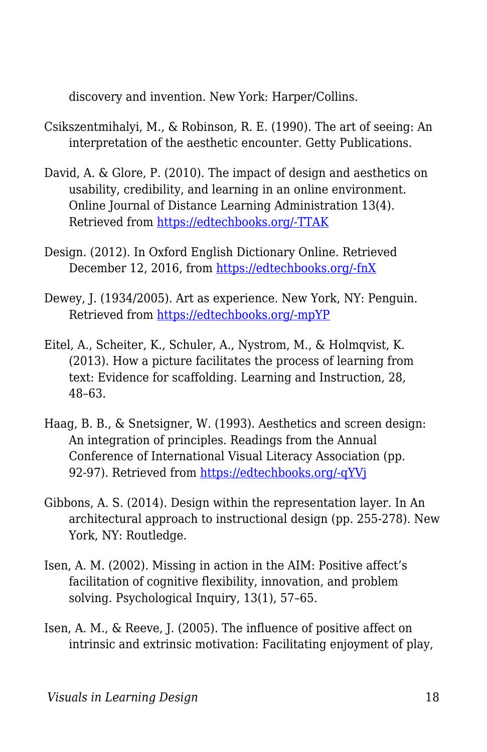discovery and invention. New York: Harper/Collins.

Csikszentmihalyi, M., & Robinson, R. E. (1990). The art of seeing: An interpretation of the aesthetic encounter. Getty Publications.

David, A. & Glore, P. (2010). The impact of design and aesthetics on usability, credibility, and learning in an online environment. Online Journal of Distance Learning Administration 13(4). Retrieved from [https://edtechbooks.org/-TTAK](https://edtechbooks.org/-TTAK)

Design. (2012). In Oxford English Dictionary Online. Retrieved December 12, 2016, from [https://edtechbooks.org/-fnX](https://edtechbooks.org/-fnX)

Dewey, J. (1934/2005). Art as experience. New York, NY: Penguin. Retrieved from [https://edtechbooks.org/-mpYP](https://edtechbooks.org/-mpYP)

Eitel, A., Scheiter, K., Schuler, A., Nystrom, M., & Holmqvist, K. (2013). How a picture facilitates the process of learning from text: Evidence for scaffolding. Learning and Instruction, 28, 48–63.

Haag, B. B., & Snetsigner, W. (1993). Aesthetics and screen design: An integration of principles. Readings from the Annual Conference of International Visual Literacy Association (pp. 92-97). Retrieved from [https://edtechbooks.org/-qYVj](https://edtechbooks.org/-qYVj)

Gibbons, A. S. (2014). Design within the representation layer. In An architectural approach to instructional design (pp. 255-278). New York, NY: Routledge.

Isen, A. M. (2002). Missing in action in the AIM: Positive affect's facilitation of cognitive flexibility, innovation, and problem solving. Psychological Inquiry, 13(1), 57–65.

Isen, A. M., & Reeve, J. (2005). The influence of positive affect on intrinsic and extrinsic motivation: Facilitating enjoyment of play,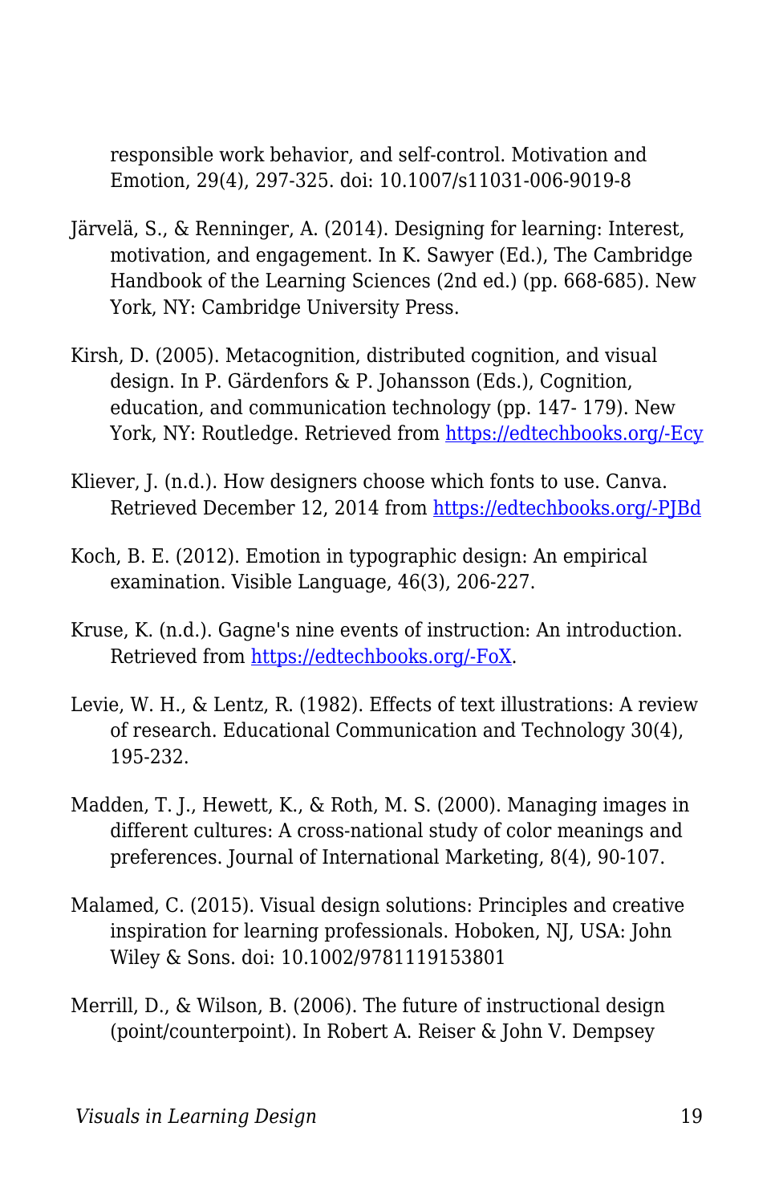responsible work behavior, and self-control. Motivation and Emotion, 29(4), 297-325. doi: 10.1007/s11031-006-9019-8

Järvelä, S., & Renninger, A. (2014). Designing for learning: Interest, motivation, and engagement. In K. Sawyer (Ed.), The Cambridge Handbook of the Learning Sciences (2nd ed.) (pp. 668-685). New York, NY: Cambridge University Press.

Kirsh, D. (2005). Metacognition, distributed cognition, and visual design. In P. Gärdenfors & P. Johansson (Eds.), Cognition, education, and communication technology (pp. 147- 179). New York, NY: Routledge. Retrieved from https://edtechbooks.org/-Ecy

Kliever, J. (n.d.). How designers choose which fonts to use. Canva. Retrieved December 12, 2014 from https://edtechbooks.org/-PJBd

Koch, B. E. (2012). Emotion in typographic design: An empirical examination. Visible Language, 46(3), 206-227.

Kruse, K. (n.d.). Gagne's nine events of instruction: An introduction. Retrieved from https://edtechbooks.org/-FoX.

Levie, W. H., & Lentz, R. (1982). Effects of text illustrations: A review of research. Educational Communication and Technology 30(4), 195-232.

Madden, T. J., Hewett, K., & Roth, M. S. (2000). Managing images in different cultures: A cross-national study of color meanings and preferences. Journal of International Marketing, 8(4), 90-107.

Malamed, C. (2015). Visual design solutions: Principles and creative inspiration for learning professionals. Hoboken, NJ, USA: John Wiley & Sons. doi: 10.1002/9781119153801

Merrill, D., & Wilson, B. (2006). The future of instructional design (point/counterpoint). In Robert A. Reiser & John V. Dempsey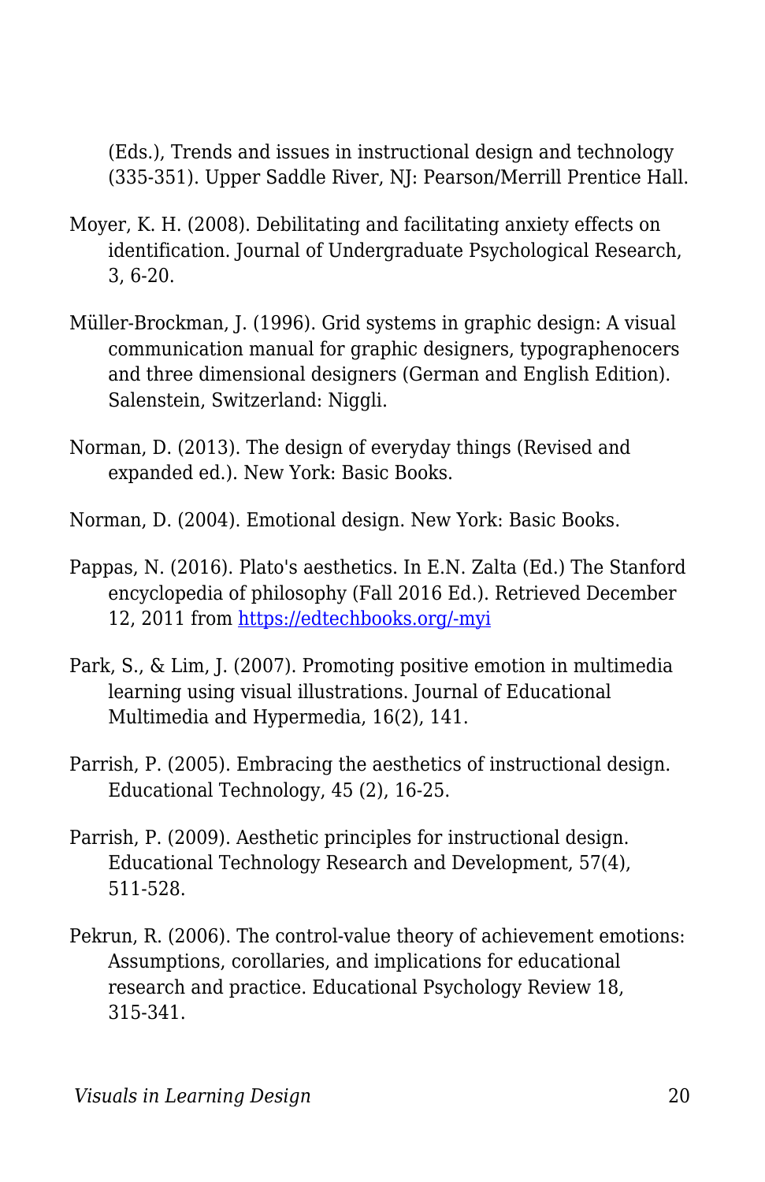(Eds.), Trends and issues in instructional design and technology (335-351). Upper Saddle River, NJ: Pearson/Merrill Prentice Hall.

Moyer, K. H. (2008). Debilitating and facilitating anxiety effects on identification. Journal of Undergraduate Psychological Research, 3, 6-20.

Müller-Brockman, J. (1996). Grid systems in graphic design: A visual communication manual for graphic designers, typographenocers and three dimensional designers (German and English Edition). Salenstein, Switzerland: Niggli.

Norman, D. (2013). The design of everyday things (Revised and expanded ed.). New York: Basic Books.

Norman, D. (2004). Emotional design. New York: Basic Books.

Pappas, N. (2016). Plato's aesthetics. In E.N. Zalta (Ed.) The Stanford encyclopedia of philosophy (Fall 2016 Ed.). Retrieved December 12, 2011 from [https://edtechbooks.org/-myi](https://edtechbooks.org/-myi)

Park, S., & Lim, J. (2007). Promoting positive emotion in multimedia learning using visual illustrations. Journal of Educational Multimedia and Hypermedia, 16(2), 141.

Parrish, P. (2005). Embracing the aesthetics of instructional design. Educational Technology, 45 (2), 16-25.

Parrish, P. (2009). Aesthetic principles for instructional design. Educational Technology Research and Development, 57(4), 511-528.

Pekrun, R. (2006). The control-value theory of achievement emotions: Assumptions, corollaries, and implications for educational research and practice. Educational Psychology Review 18, 315-341.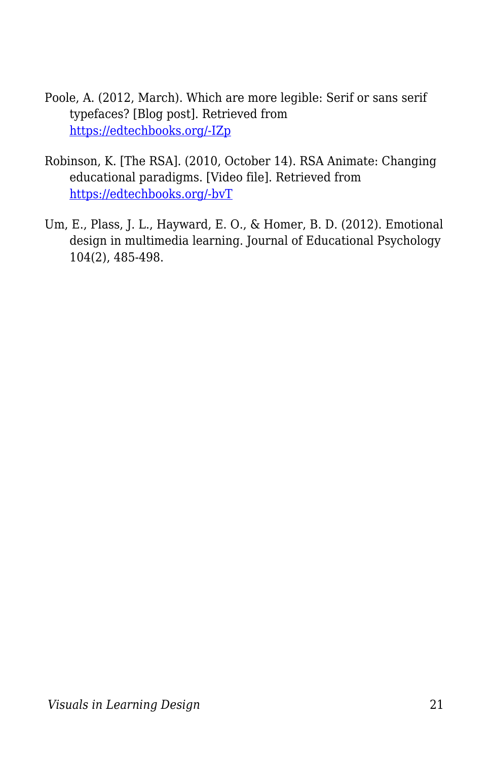Poole, A. (2012, March). Which are more legible: Serif or sans serif typefaces? [Blog post]. Retrieved from [https://edtechbooks.org/-IZp](https://edtechbooks.org/-IZp)

Robinson, K. [The RSA]. (2010, October 14). RSA Animate: Changing educational paradigms. [Video file]. Retrieved from [https://edtechbooks.org/-bvT](https://edtechbooks.org/-bvT)

Um, E., Plass, J. L., Hayward, E. O., & Homer, B. D. (2012). Emotional design in multimedia learning. Journal of Educational Psychology 104(2), 485-498.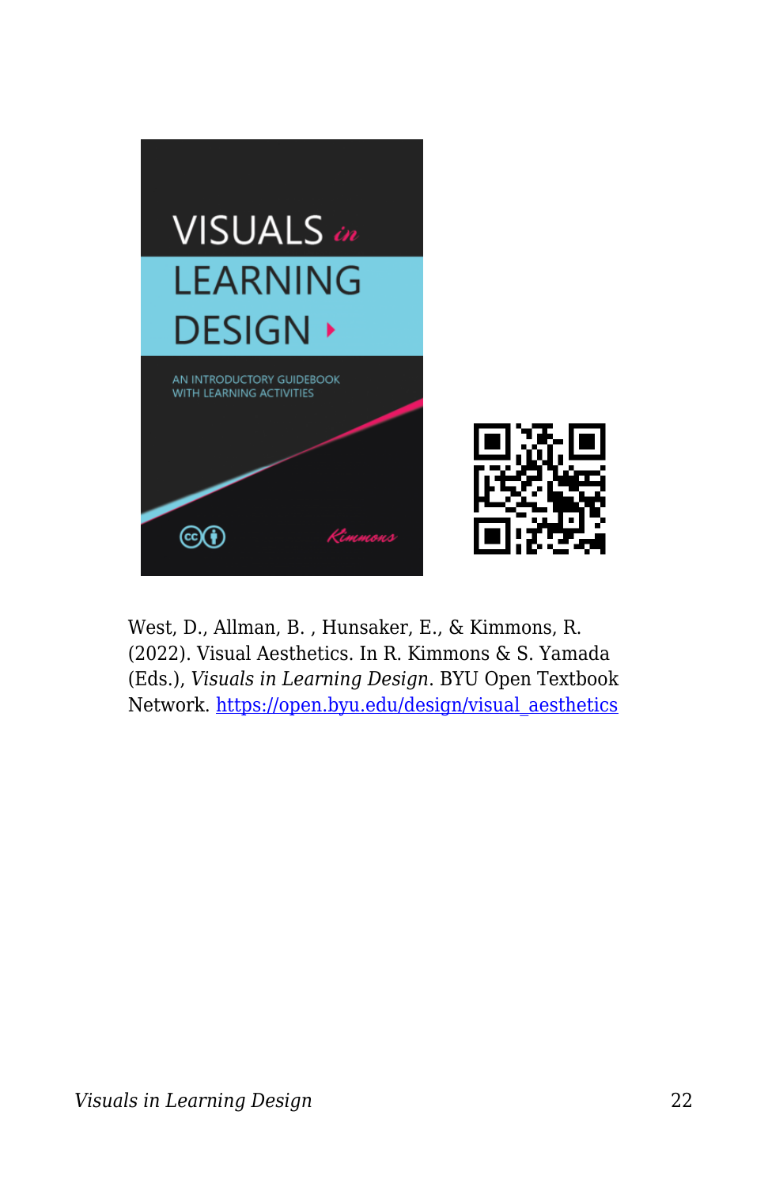West, D., Allman, B. , Hunsaker, E., & Kimmons, R. (2022). Visual Aesthetics. In R. Kimmons & S. Yamada (Eds.), *Visuals in Learning Design*. BYU Open Textbook Network. [https://open.byu.edu/design/visual_aesthetics](https://open.byu.edu/design/visual_aesthetics)